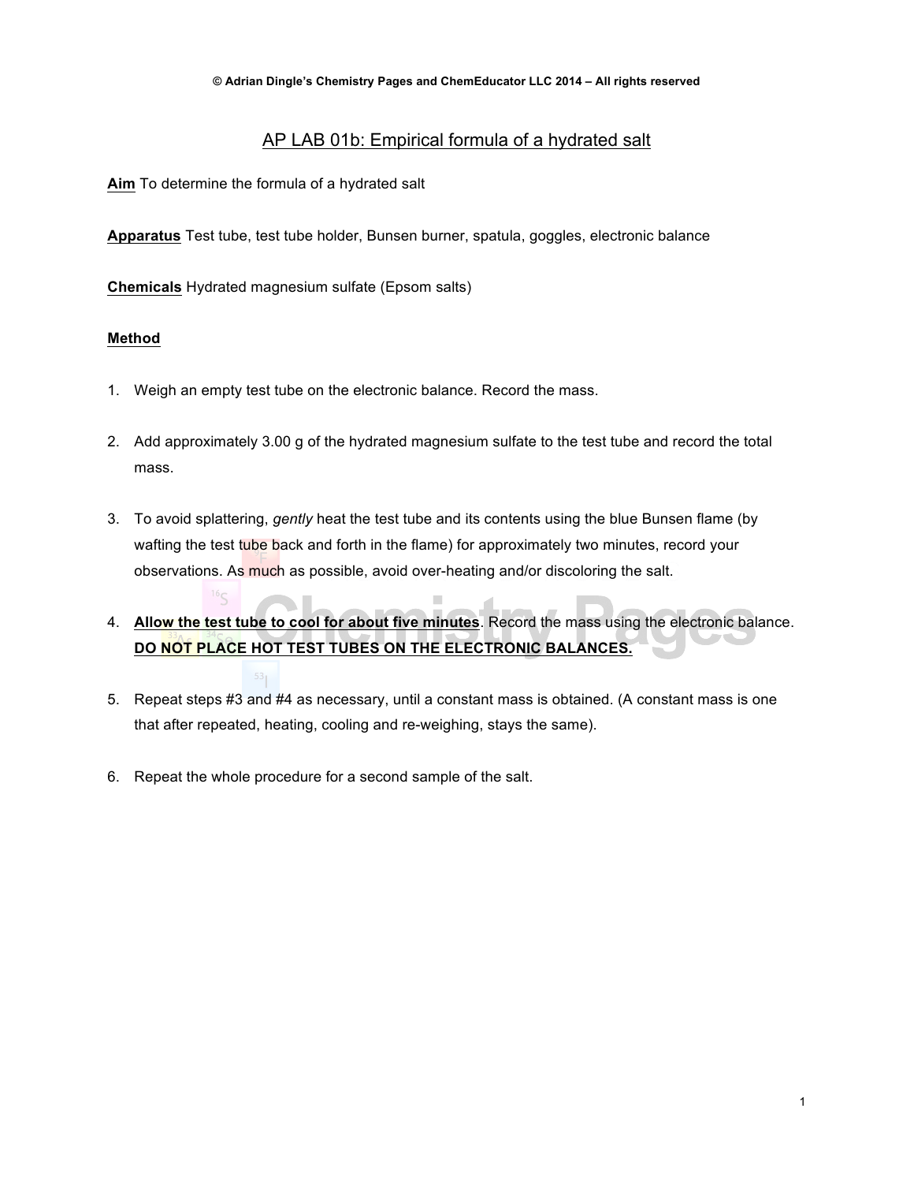© Adrian Dingle's Chemistry Pages and ChemEducator LLC 2014 – All rights reserved

# AP LAB 01b: Empirical formula of a hydrated salt

**Aim** To determine the formula of a hydrated salt

**Apparatus** Test tube, test tube holder, Bunsen burner, spatula, goggles, electronic balance

**Chemicals** Hydrated magnesium sulfate (Epsom salts)

**Method**

1. Weigh an empty test tube on the electronic balance. Record the mass.

2. Add approximately 3.00 g of the hydrated magnesium sulfate to the test tube and record the total mass.

3. To avoid splattering, *gently* heat the test tube and its contents using the blue Bunsen flame (by wafting the test tube back and forth in the flame) for approximately two minutes, record your observations. As much as possible, avoid over-heating and/or discoloring the salt.

4. **Allow the test tube to cool for about five minutes**. Record the mass using the electronic balance. **DO NOT PLACE HOT TEST TUBES ON THE ELECTRONIC BALANCES.**

5. Repeat steps #3 and #4 as necessary, until a constant mass is obtained. (A constant mass is one that after repeated, heating, cooling and re-weighing, stays the same).

6. Repeat the whole procedure for a second sample of the salt.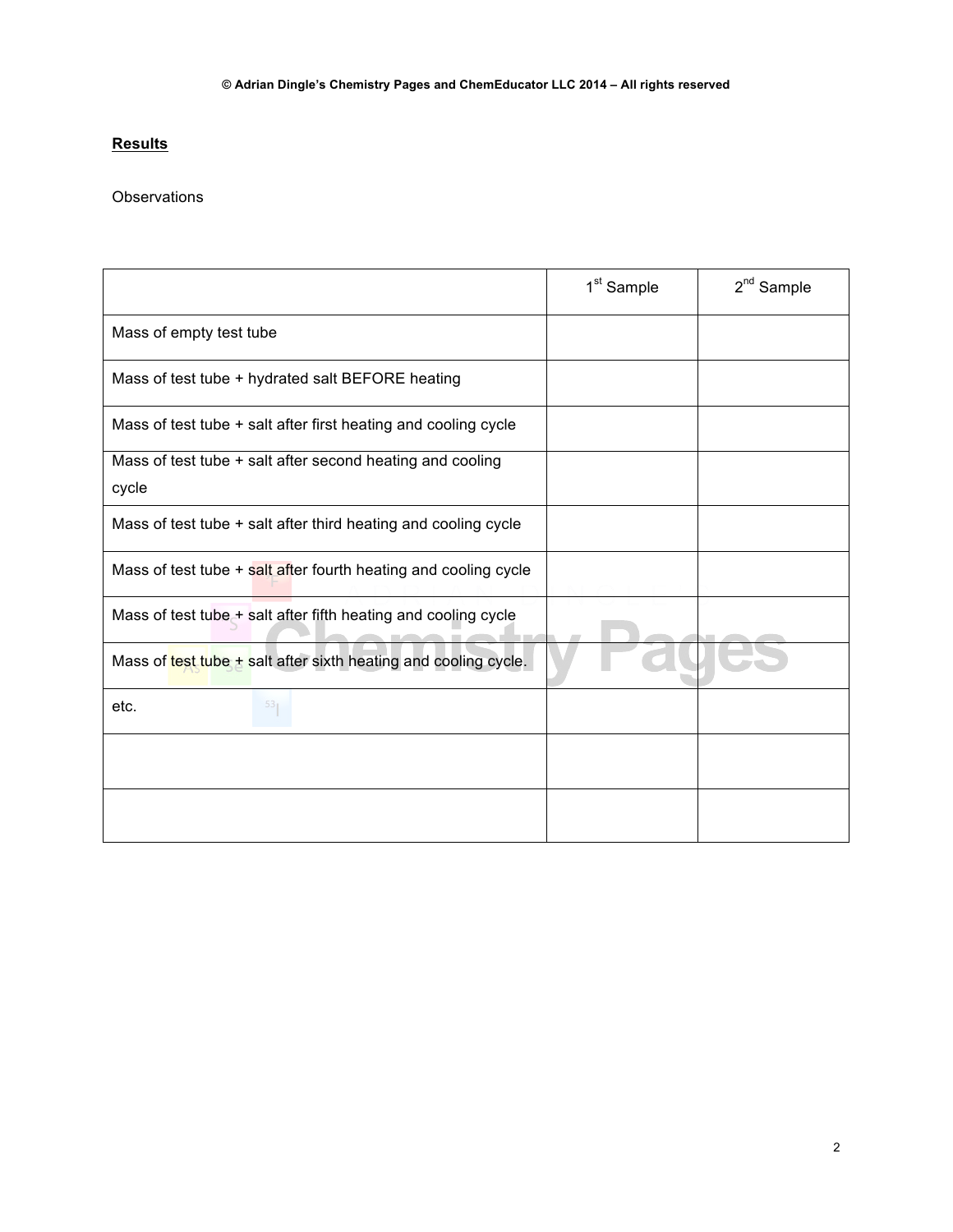## Results

Observations

| | 1st Sample | 2nd Sample |
| --- | --- | --- |
| Mass of empty test tube | | |
| Mass of test tube + hydrated salt BEFORE heating | | |
| Mass of test tube + salt after first heating and cooling cycle | | |
| Mass of test tube + salt after second heating and cooling cycle | | |
| Mass of test tube + salt after third heating and cooling cycle | | |
| Mass of test tube + salt after fourth heating and cooling cycle | | |
| Mass of test tube + salt after fifth heating and cooling cycle | | |
| Mass of test tube + salt after sixth heating and cooling cycle. | | |
| etc. | | |
| | | |
| | | |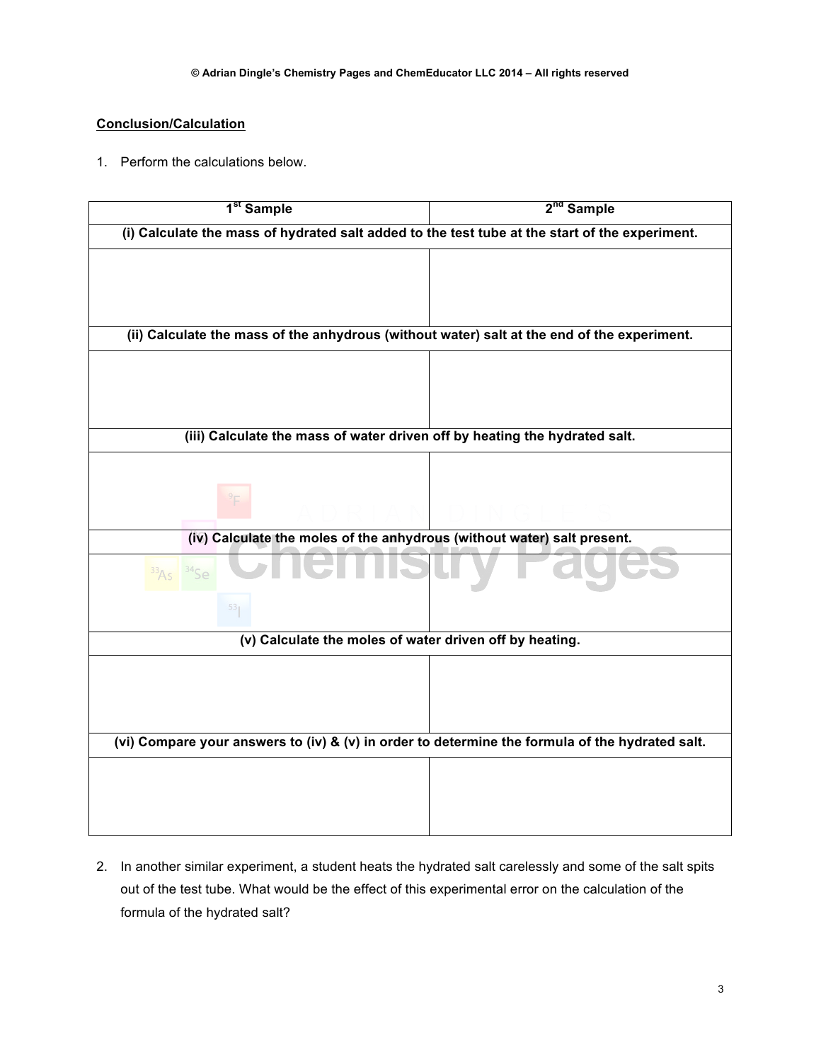## Conclusion/Calculation

1. Perform the calculations below.

| 1st Sample | 2nd Sample |
|---|---|
| **(i) Calculate the mass of hydrated salt added to the test tube at the start of the experiment.** | |
| | |
| **(ii) Calculate the mass of the anhydrous (without water) salt at the end of the experiment.** | |
| | |
| **(iii) Calculate the mass of water driven off by heating the hydrated salt.** | |
| | |
| **(iv) Calculate the moles of the anhydrous (without water) salt present.** | |
| | |
| **(v) Calculate the moles of water driven off by heating.** | |
| | |
| **(vi) Compare your answers to (iv) & (v) in order to determine the formula of the hydrated salt.** | |
| | |

2. In another similar experiment, a student heats the hydrated salt carelessly and some of the salt spits out of the test tube. What would be the effect of this experimental error on the calculation of the formula of the hydrated salt?